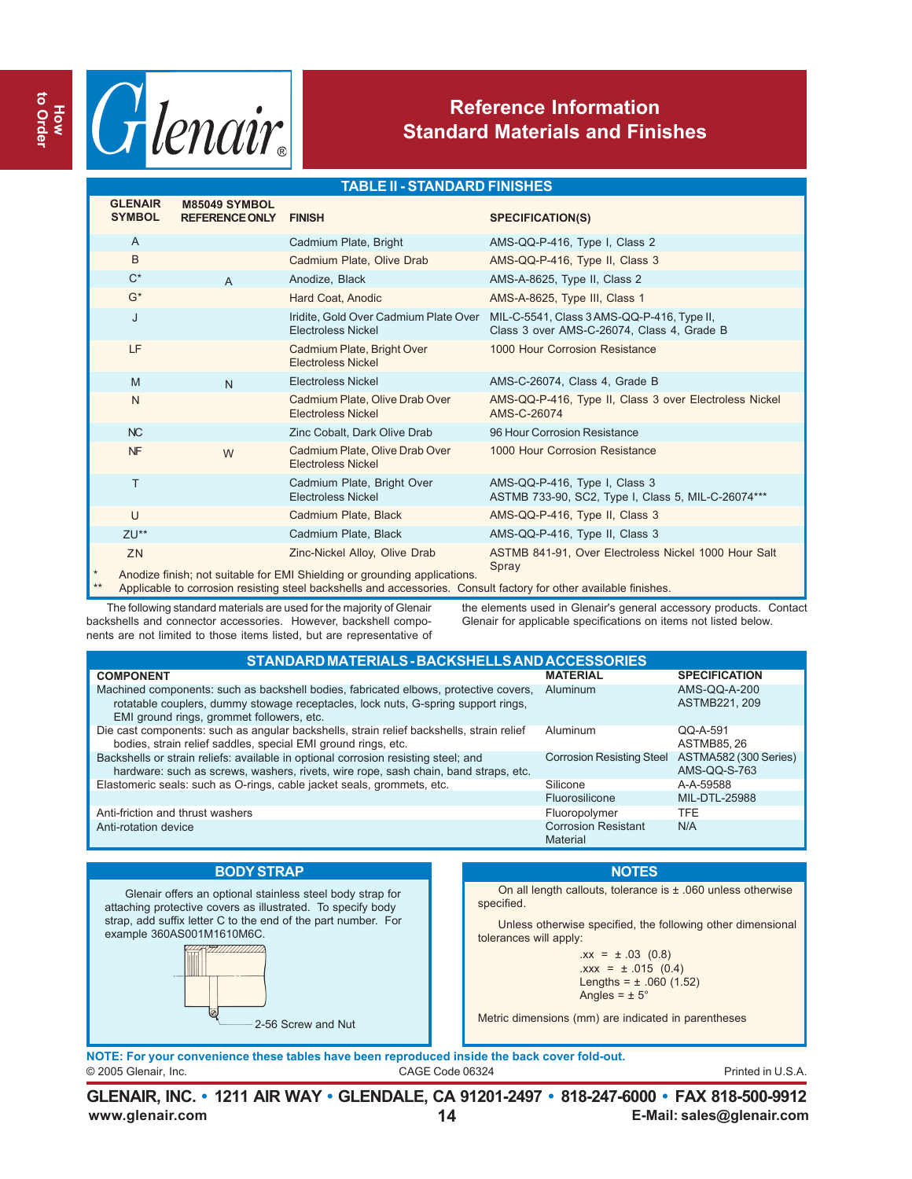# Reference Information
## Standard Materials and Finishes

### TABLE II - STANDARD FINISHES

| GLENAIR SYMBOL | M85049 SYMBOL REFERENCE ONLY | FINISH | SPECIFICATION(S) |
|---|---|---|---|
| A | | Cadmium Plate, Bright | AMS-QQ-P-416, Type I, Class 2 |
| B | | Cadmium Plate, Olive Drab | AMS-QQ-P-416, Type II, Class 3 |
| C* | A | Anodize, Black | AMS-A-8625, Type II, Class 2 |
| G* | | Hard Coat, Anodic | AMS-A-8625, Type III, Class 1 |
| J | | Iridite, Gold Over Cadmium Plate Over Electroless Nickel | MIL-C-5541, Class 3 AMS-QQ-P-416, Type II, Class 3 over AMS-C-26074, Class 4, Grade B |
| LF | | Cadmium Plate, Bright Over Electroless Nickel | 1000 Hour Corrosion Resistance |
| M | N | Electroless Nickel | AMS-C-26074, Class 4, Grade B |
| N | | Cadmium Plate, Olive Drab Over Electroless Nickel | AMS-QQ-P-416, Type II, Class 3 over Electroless Nickel AMS-C-26074 |
| NC | | Zinc Cobalt, Dark Olive Drab | 96 Hour Corrosion Resistance |
| NF | W | Cadmium Plate, Olive Drab Over Electroless Nickel | 1000 Hour Corrosion Resistance |
| T | | Cadmium Plate, Bright Over Electroless Nickel | AMS-QQ-P-416, Type I, Class 3 ASTMB 733-90, SC2, Type I, Class 5, MIL-C-26074*** |
| U | | Cadmium Plate, Black | AMS-QQ-P-416, Type II, Class 3 |
| ZU** | | Cadmium Plate, Black | AMS-QQ-P-416, Type II, Class 3 |
| ZN | | Zinc-Nickel Alloy, Olive Drab | ASTMB 841-91, Over Electroless Nickel 1000 Hour Salt Spray |

\* Anodize finish; not suitable for EMI Shielding or grounding applications.
\** Applicable to corrosion resisting steel backshells and accessories. Consult factory for other available finishes.

The following standard materials are used for the majority of Glenair backshells and connector accessories. However, backshell components are not limited to those items listed, but are representative of the elements used in Glenair's general accessory products. Contact Glenair for applicable specifications on items not listed below.

### STANDARD MATERIALS - BACKSHELLS AND ACCESSORIES

| COMPONENT | MATERIAL | SPECIFICATION |
|---|---|---|
| Machined components: such as backshell bodies, fabricated elbows, protective covers, rotatable couplers, dummy stowage receptacles, lock nuts, G-spring support rings, EMI ground rings, grommet followers, etc. | Aluminum | AMS-QQ-A-200<br>ASTMB221, 209 |
| Die cast components: such as angular backshells, strain relief backshells, strain relief bodies, strain relief saddles, special EMI ground rings, etc. | Aluminum | QQ-A-591<br>ASTMB85, 26 |
| Backshells or strain reliefs: available in optional corrosion resisting steel; and hardware: such as screws, washers, rivets, wire rope, sash chain, band straps, etc. | Corrosion Resisting Steel | ASTMA582 (300 Series)<br>AMS-QQ-S-763 |
| Elastomeric seals: such as O-rings, cable jacket seals, grommets, etc. | Silicone<br>Fluorosilicone | A-A-59588<br>MIL-DTL-25988 |
| Anti-friction and thrust washers | Fluoropolymer | TFE |
| Anti-rotation device | Corrosion Resistant Material | N/A |

### BODY STRAP

Glenair offers an optional stainless steel body strap for attaching protective covers as illustrated. To specify body strap, add suffix letter C to the end of the part number. For example 360AS001M1610M6C.

2-56 Screw and Nut

### NOTES

On all length callouts, tolerance is ± .060 unless otherwise specified.

Unless otherwise specified, the following other dimensional tolerances will apply:

.xx = ± .03 (0.8)
.xxx = ± .015 (0.4)
Lengths = ± .060 (1.52)
Angles = ± 5°

Metric dimensions (mm) are indicated in parentheses

**NOTE: For your convenience these tables have been reproduced inside the back cover fold-out.**

© 2005 Glenair, Inc. CAGE Code 06324 Printed in U.S.A.

**GLENAIR, INC. • 1211 AIR WAY • GLENDALE, CA 91201-2497 • 818-247-6000 • FAX 818-500-9912**
www.glenair.com E-Mail: sales@glenair.com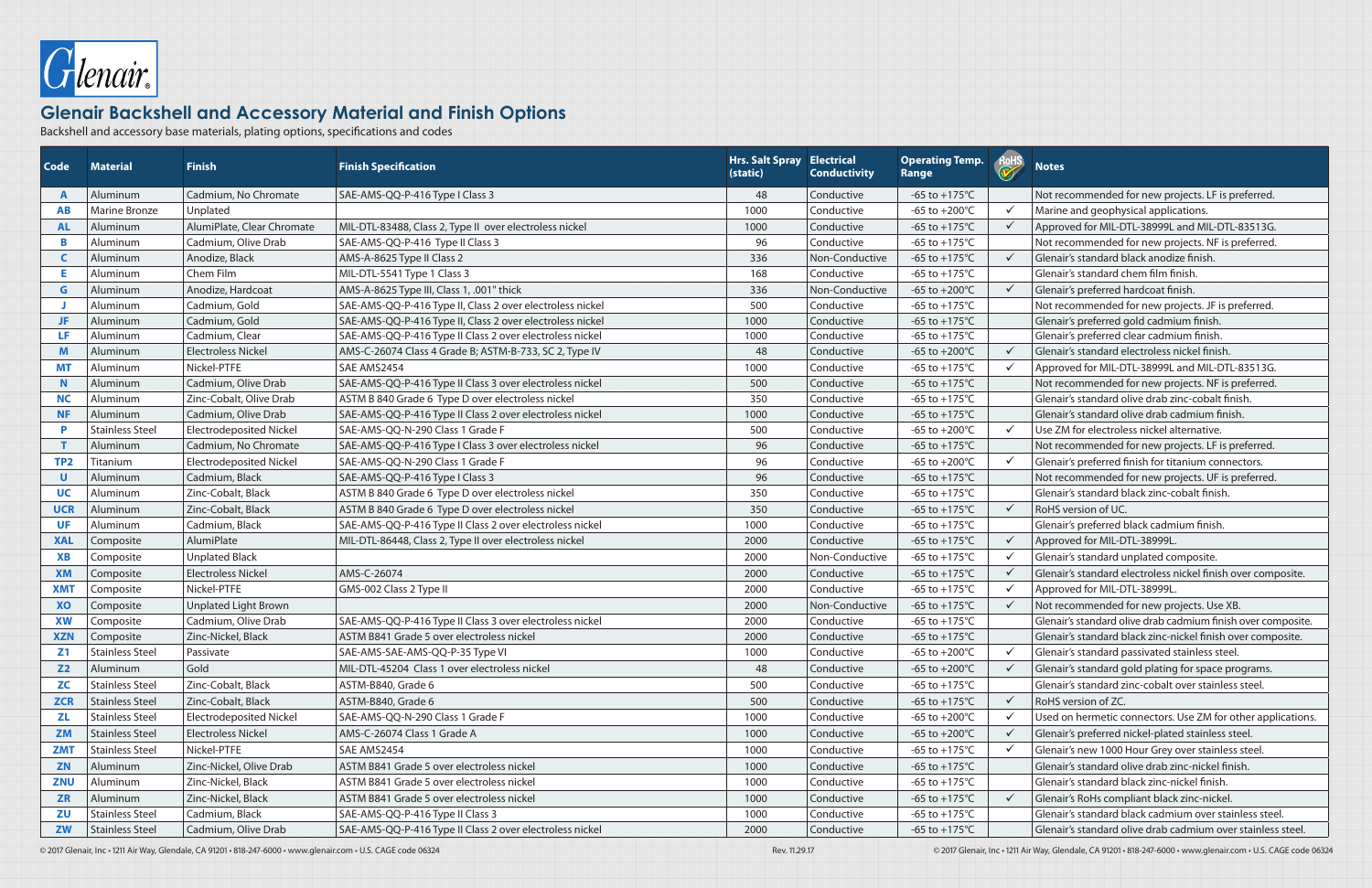Glenair.

# Glenair Backshell and Accessory Material and Finish Options

Backshell and accessory base materials, plating options, specifications and codes

| Code | Material | Finish | Finish Specification | Hrs. Salt Spray (static) | Electrical Conductivity | Operating Temp. Range | RoHS | Notes |
|---|---|---|---|---|---|---|---|---|
| A | Aluminum | Cadmium, No Chromate | SAE-AMS-QQ-P-416 Type I Class 3 | 48 | Conductive | -65 to +175°C | | Not recommended for new projects. LF is preferred. |
| AB | Marine Bronze | Unplated | | 1000 | Conductive | -65 to +200°C | ✓ | Marine and geophysical applications. |
| AL | Aluminum | AlumiPlate, Clear Chromate | MIL-DTL-83488, Class 2, Type II over electroless nickel | 1000 | Conductive | -65 to +175°C | ✓ | Approved for MIL-DTL-38999L and MIL-DTL-83513G. |
| B | Aluminum | Cadmium, Olive Drab | SAE-AMS-QQ-P-416 Type II Class 3 | 96 | Conductive | -65 to +175°C | | Not recommended for new projects. NF is preferred. |
| C | Aluminum | Anodize, Black | AMS-A-8625 Type II Class 2 | 336 | Non-Conductive | -65 to +175°C | ✓ | Glenair's standard black anodize finish. |
| E | Aluminum | Chem Film | MIL-DTL-5541 Type 1 Class 3 | 168 | Conductive | -65 to +175°C | | Glenair's standard chem film finish. |
| G | Aluminum | Anodize, Hardcoat | AMS-A-8625 Type III, Class 1, .001" thick | 336 | Non-Conductive | -65 to +200°C | ✓ | Glenair's preferred hardcoat finish. |
| J | Aluminum | Cadmium, Gold | SAE-AMS-QQ-P-416 Type II, Class 2 over electroless nickel | 500 | Conductive | -65 to +175°C | | Not recommended for new projects. JF is preferred. |
| JF | Aluminum | Cadmium, Gold | SAE-AMS-QQ-P-416 Type II, Class 2 over electroless nickel | 1000 | Conductive | -65 to +175°C | | Glenair's preferred gold cadmium finish. |
| LF | Aluminum | Cadmium, Clear | SAE-AMS-QQ-P-416 Type II Class 2 over electroless nickel | 1000 | Conductive | -65 to +175°C | | Glenair's preferred clear cadmium finish. |
| M | Aluminum | Electroless Nickel | AMS-C-26074 Class 4 Grade B; ASTM-B-733, SC 2, Type IV | 48 | Conductive | -65 to +200°C | ✓ | Glenair's standard electroless nickel finish. |
| MT | Aluminum | Nickel-PTFE | SAE AMS2454 | 1000 | Conductive | -65 to +200°C | ✓ | Approved for MIL-DTL-38999L and MIL-DTL-83513G. |
| N | Aluminum | Cadmium, Olive Drab | SAE-AMS-QQ-P-416 Type II Class 3 over electroless nickel | 500 | Conductive | -65 to +175°C | | Not recommended for new projects. NF is preferred. |
| NC | Aluminum | Zinc-Cobalt, Olive Drab | ASTM B 840 Grade 6 Type D over electroless nickel | 350 | Conductive | -65 to +175°C | | Glenair's standard olive drab zinc-cobalt finish. |
| NF | Aluminum | Cadmium, Olive Drab | SAE-AMS-QQ-P-416 Type II Class 2 over electroless nickel | 1000 | Conductive | -65 to +175°C | | Glenair's standard olive drab cadmium finish. |
| P | Stainless Steel | Electrodeposited Nickel | SAE-AMS-QQ-N-290 Class 1 Grade F | 500 | Conductive | -65 to +200°C | ✓ | Use ZM for electroless nickel alternative. |
| T | Aluminum | Cadmium, No Chromate | SAE-AMS-QQ-P-416 Type I Class 3 over electroless nickel | 96 | Conductive | -65 to +175°C | | Not recommended for new projects. LF is preferred. |
| TP2 | Titanium | Electrodeposited Nickel | SAE-AMS-QQ-N-290 Class 1 Grade F | 96 | Conductive | -65 to +200°C | ✓ | Glenair's preferred finish for titanium connectors. |
| U | Aluminum | Cadmium, Black | SAE-AMS-QQ-P-416 Type I Class 3 | 96 | Conductive | -65 to +175°C | | Not recommended for new projects. UF is preferred. |
| UC | Aluminum | Zinc-Cobalt, Black | ASTM B 840 Grade 6 Type D over electroless nickel | 350 | Conductive | -65 to +175°C | | Glenair's standard black zinc-cobalt finish. |
| UCR | Aluminum | Zinc-Cobalt, Black | ASTM B 840 Grade 6 Type D over electroless nickel | 350 | Conductive | -65 to +175°C | ✓ | RoHS version of UC. |
| UF | Aluminum | Cadmium, Black | SAE-AMS-QQ-P-416 Type II Class 2 over electroless nickel | 1000 | Conductive | -65 to +175°C | | Glenair's preferred black cadmium finish. |
| XAL | Composite | AlumiPlate | MIL-DTL-86448, Class 2, Type II over electroless nickel | 2000 | Conductive | -65 to +175°C | ✓ | Approved for MIL-DTL-38999L. |
| XB | Composite | Unplated Black | | 2000 | Non-Conductive | -65 to +175°C | ✓ | Glenair's standard unplated composite. |
| XM | Composite | Electroless Nickel | AMS-C-26074 | 2000 | Conductive | -65 to +175°C | ✓ | Glenair's standard electroless nickel finish over composite. |
| XMT | Composite | Nickel-PTFE | GMS-002 Class 2 Type II | 2000 | Conductive | -65 to +175°C | ✓ | Approved for MIL-DTL-38999L. |
| XO | Composite | Unplated Light Brown | | 2000 | Non-Conductive | -65 to +175°C | ✓ | Not recommended for new projects. Use XB. |
| XW | Composite | Cadmium, Olive Drab | SAE-AMS-QQ-P-416 Type II Class 3 over electroless nickel | 2000 | Conductive | -65 to +175°C | | Glenair's standard olive drab cadmium finish over composite. |
| XZN | Composite | Zinc-Nickel, Black | ASTM B841 Grade 5 over electroless nickel | 2000 | Conductive | -65 to +175°C | | Glenair's standard black zinc-nickel finish over composite. |
| Z1 | Stainless Steel | Passivate | SAE-AMS-SAE-AMS-QQ-P-35 Type VI | 1000 | Conductive | -65 to +200°C | ✓ | Glenair's standard passivated stainless steel. |
| Z2 | Aluminum | Gold | MIL-DTL-45204 Class 1 over electroless nickel | 48 | Conductive | -65 to +200°C | ✓ | Glenair's standard gold plating for space programs. |
| ZC | Stainless Steel | Zinc-Cobalt, Black | ASTM-B840, Grade 6 | 500 | Conductive | -65 to +175°C | | Glenair's standard zinc-cobalt over stainless steel. |
| ZCR | Stainless Steel | Zinc-Cobalt, Black | ASTM-B840, Grade 6 | 500 | Conductive | -65 to +175°C | ✓ | RoHS version of ZC. |
| ZL | Stainless Steel | Electrodeposited Nickel | SAE-AMS-QQ-N-290 Class 1 Grade F | 1000 | Conductive | -65 to +200°C | ✓ | Used on hermetic connectors. Use ZM for other applications. |
| ZM | Stainless Steel | Electroless Nickel | AMS-C-26074 Class 1 Grade A | 1000 | Conductive | -65 to +200°C | ✓ | Glenair's preferred nickel-plated stainless steel. |
| ZMT | Stainless Steel | Nickel-PTFE | SAE AMS2454 | 1000 | Conductive | -65 to +175°C | ✓ | Glenair's new 1000 Hour Grey over stainless steel. |
| ZN | Aluminum | Zinc-Nickel, Olive Drab | ASTM B841 Grade 5 over electroless nickel | 1000 | Conductive | -65 to +175°C | | Glenair's standard olive drab zinc-nickel finish. |
| ZNU | Aluminum | Zinc-Nickel, Black | ASTM B841 Grade 5 over electroless nickel | 1000 | Conductive | -65 to +175°C | | Glenair's standard black zinc-nickel finish. |
| ZR | Aluminum | Zinc-Nickel, Black | ASTM B841 Grade 5 over electroless nickel | 1000 | Conductive | -65 to +175°C | ✓ | Glenair's RoHs compliant black zinc-nickel. |
| ZU | Stainless Steel | Cadmium, Black | SAE-AMS-QQ-P-416 Type II Class 3 | 1000 | Conductive | -65 to +175°C | | Glenair's standard black cadmium over stainless steel. |
| ZW | Stainless Steel | Cadmium, Olive Drab | SAE-AMS-QQ-P-416 Type II Class 2 over electroless nickel | 2000 | Conductive | -65 to +175°C | | Glenair's standard olive drab cadmium over stainless steel. |

© 2017 Glenair, Inc • 1211 Air Way, Glendale, CA 91201 • 818-247-6000 • www.glenair.com • U.S. CAGE code 06324

Rev. 11.29.17